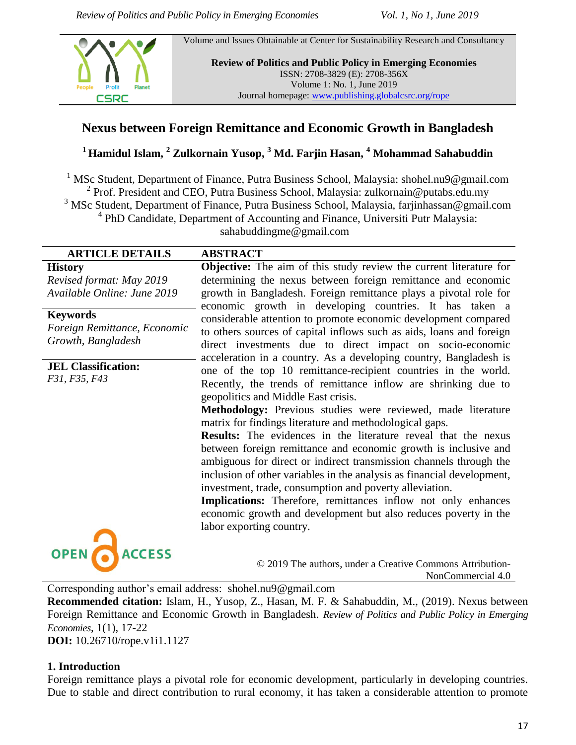Volume and Issues Obtainable at Center for Sustainability Research and Consultancy

**Review of Politics and Public Policy in Emerging Economies**
ISSN: 2708-3829 (E): 2708-356X
Volume 1: No. 1, June 2019
Journal homepage: www.publishing.globalcsrc.org/rope

# Nexus between Foreign Remittance and Economic Growth in Bangladesh

**[1] Hamidul Islam, [2] Zulkornain Yusop, [3] Md. Farjin Hasan, [4] Mohammad Sahabuddin**

[1] MSc Student, Department of Finance, Putra Business School, Malaysia: shohel.nu9@gmail.com
[2] Prof. President and CEO, Putra Business School, Malaysia: zulkornain@putabs.edu.my
[3] MSc Student, Department of Finance, Putra Business School, Malaysia, farjinhassan@gmail.com
[4] PhD Candidate, Department of Accounting and Finance, Universiti Putr Malaysia: sahabuddingme@gmail.com

**ARTICLE DETAILS**

**History**
*Revised format: May 2019*
*Available Online: June 2019*

**Keywords**
*Foreign Remittance, Economic Growth, Bangladesh*

**JEL Classification:**
*F31, F35, F43*

**ABSTRACT**

**Objective:** The aim of this study review the current literature for determining the nexus between foreign remittance and economic growth in Bangladesh. Foreign remittance plays a pivotal role for economic growth in developing countries. It has taken a considerable attention to promote economic development compared to others sources of capital inflows such as aids, loans and foreign direct investments due to direct impact on socio-economic acceleration in a country. As a developing country, Bangladesh is one of the top 10 remittance-recipient countries in the world. Recently, the trends of remittance inflow are shrinking due to geopolitics and Middle East crisis.

**Methodology:** Previous studies were reviewed, made literature matrix for findings literature and methodological gaps.

**Results:** The evidences in the literature reveal that the nexus between foreign remittance and economic growth is inclusive and ambiguous for direct or indirect transmission channels through the inclusion of other variables in the analysis as financial development, investment, trade, consumption and poverty alleviation.

**Implications:** Therefore, remittances inflow not only enhances economic growth and development but also reduces poverty in the labor exporting country.

OPEN ACCESS

© 2019 The authors, under a Creative Commons Attribution-NonCommercial 4.0

Corresponding author's email address: shohel.nu9@gmail.com
**Recommended citation:** Islam, H., Yusop, Z., Hasan, M. F. & Sahabuddin, M., (2019). Nexus between Foreign Remittance and Economic Growth in Bangladesh. *Review of Politics and Public Policy in Emerging Economies*, 1(1), 17-22
**DOI:** 10.26710/rope.v1i1.1127

## 1. Introduction

Foreign remittance plays a pivotal role for economic development, particularly in developing countries. Due to stable and direct contribution to rural economy, it has taken a considerable attention to promote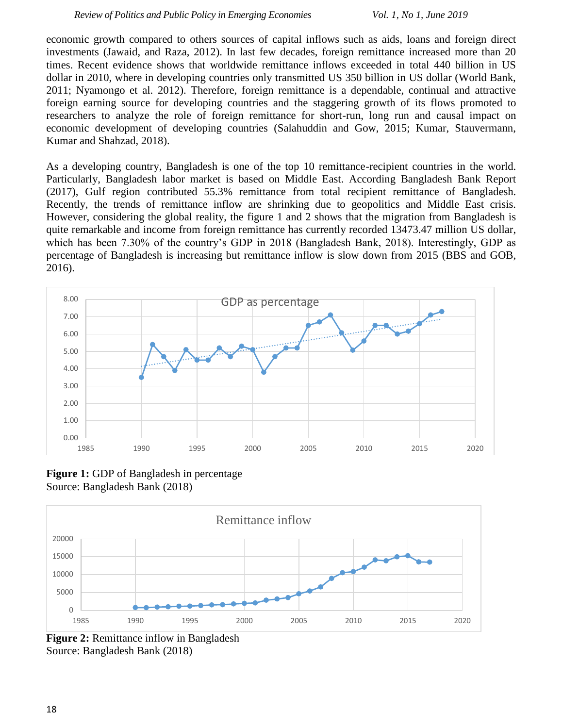economic growth compared to others sources of capital inflows such as aids, loans and foreign direct investments (Jawaid, and Raza, 2012). In last few decades, foreign remittance increased more than 20 times. Recent evidence shows that worldwide remittance inflows exceeded in total 440 billion in US dollar in 2010, where in developing countries only transmitted US 350 billion in US dollar (World Bank, 2011; Nyamongo et al. 2012). Therefore, foreign remittance is a dependable, continual and attractive foreign earning source for developing countries and the staggering growth of its flows promoted to researchers to analyze the role of foreign remittance for short-run, long run and causal impact on economic development of developing countries (Salahuddin and Gow, 2015; Kumar, Stauvermann, Kumar and Shahzad, 2018).

As a developing country, Bangladesh is one of the top 10 remittance-recipient countries in the world. Particularly, Bangladesh labor market is based on Middle East. According Bangladesh Bank Report (2017), Gulf region contributed 55.3% remittance from total recipient remittance of Bangladesh. Recently, the trends of remittance inflow are shrinking due to geopolitics and Middle East crisis. However, considering the global reality, the figure 1 and 2 shows that the migration from Bangladesh is quite remarkable and income from foreign remittance has currently recorded 13473.47 million US dollar, which has been 7.30% of the country's GDP in 2018 (Bangladesh Bank, 2018). Interestingly, GDP as percentage of Bangladesh is increasing but remittance inflow is slow down from 2015 (BBS and GOB, 2016).

**Figure 1:** GDP of Bangladesh in percentage
Source: Bangladesh Bank (2018)

**Figure 2:** Remittance inflow in Bangladesh
Source: Bangladesh Bank (2018)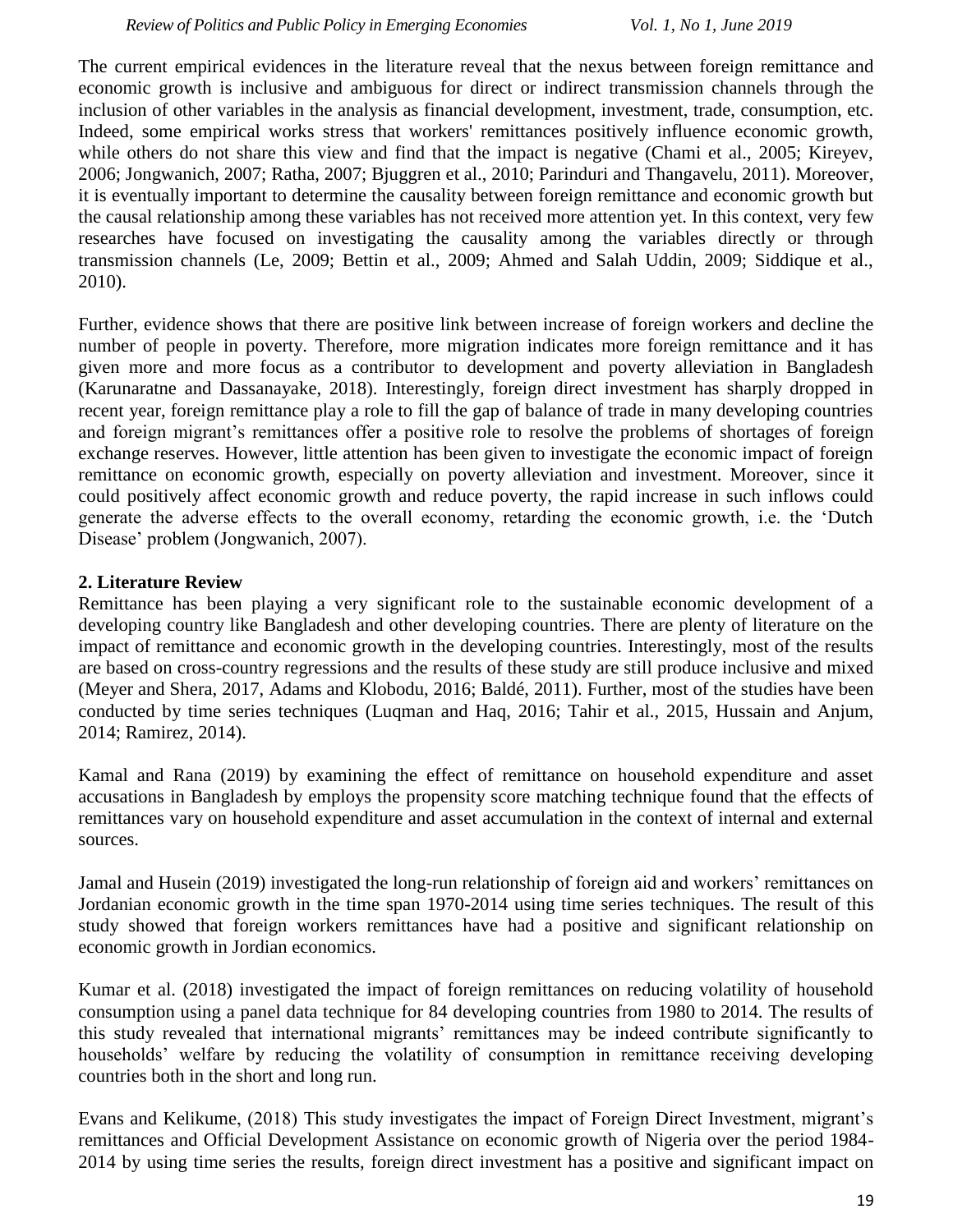The current empirical evidences in the literature reveal that the nexus between foreign remittance and economic growth is inclusive and ambiguous for direct or indirect transmission channels through the inclusion of other variables in the analysis as financial development, investment, trade, consumption, etc. Indeed, some empirical works stress that workers' remittances positively influence economic growth, while others do not share this view and find that the impact is negative (Chami et al., 2005; Kireyev, 2006; Jongwanich, 2007; Ratha, 2007; Bjuggren et al., 2010; Parinduri and Thangavelu, 2011). Moreover, it is eventually important to determine the causality between foreign remittance and economic growth but the causal relationship among these variables has not received more attention yet. In this context, very few researches have focused on investigating the causality among the variables directly or through transmission channels (Le, 2009; Bettin et al., 2009; Ahmed and Salah Uddin, 2009; Siddique et al., 2010).

Further, evidence shows that there are positive link between increase of foreign workers and decline the number of people in poverty. Therefore, more migration indicates more foreign remittance and it has given more and more focus as a contributor to development and poverty alleviation in Bangladesh (Karunaratne and Dassanayake, 2018). Interestingly, foreign direct investment has sharply dropped in recent year, foreign remittance play a role to fill the gap of balance of trade in many developing countries and foreign migrant's remittances offer a positive role to resolve the problems of shortages of foreign exchange reserves. However, little attention has been given to investigate the economic impact of foreign remittance on economic growth, especially on poverty alleviation and investment. Moreover, since it could positively affect economic growth and reduce poverty, the rapid increase in such inflows could generate the adverse effects to the overall economy, retarding the economic growth, i.e. the 'Dutch Disease' problem (Jongwanich, 2007).

## 2. Literature Review

Remittance has been playing a very significant role to the sustainable economic development of a developing country like Bangladesh and other developing countries. There are plenty of literature on the impact of remittance and economic growth in the developing countries. Interestingly, most of the results are based on cross-country regressions and the results of these study are still produce inclusive and mixed (Meyer and Shera, 2017, Adams and Klobodu, 2016; Baldé, 2011). Further, most of the studies have been conducted by time series techniques (Luqman and Haq, 2016; Tahir et al., 2015, Hussain and Anjum, 2014; Ramirez, 2014).

Kamal and Rana (2019) by examining the effect of remittance on household expenditure and asset accusations in Bangladesh by employs the propensity score matching technique found that the effects of remittances vary on household expenditure and asset accumulation in the context of internal and external sources.

Jamal and Husein (2019) investigated the long-run relationship of foreign aid and workers' remittances on Jordanian economic growth in the time span 1970-2014 using time series techniques. The result of this study showed that foreign workers remittances have had a positive and significant relationship on economic growth in Jordian economics.

Kumar et al. (2018) investigated the impact of foreign remittances on reducing volatility of household consumption using a panel data technique for 84 developing countries from 1980 to 2014. The results of this study revealed that international migrants' remittances may be indeed contribute significantly to households' welfare by reducing the volatility of consumption in remittance receiving developing countries both in the short and long run.

Evans and Kelikume, (2018) This study investigates the impact of Foreign Direct Investment, migrant's remittances and Official Development Assistance on economic growth of Nigeria over the period 1984-2014 by using time series the results, foreign direct investment has a positive and significant impact on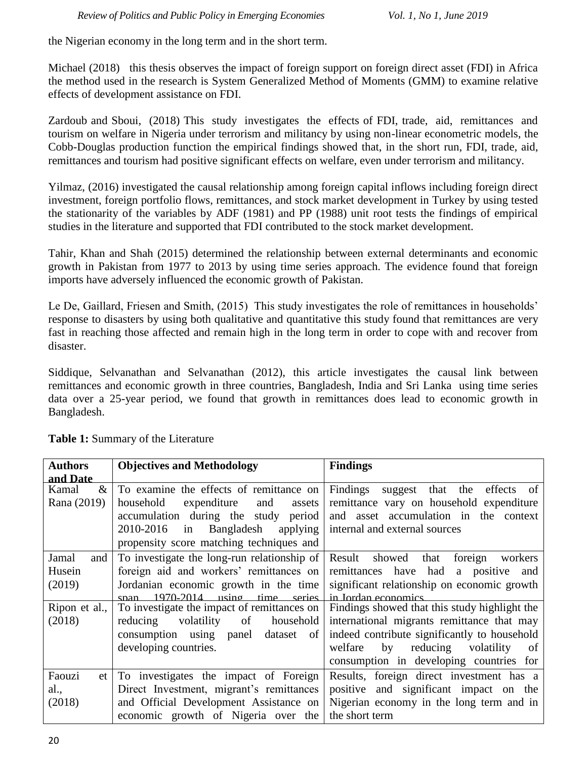the Nigerian economy in the long term and in the short term.

Michael (2018) this thesis observes the impact of foreign support on foreign direct asset (FDI) in Africa the method used in the research is System Generalized Method of Moments (GMM) to examine relative effects of development assistance on FDI.

Zardoub and Sboui, (2018) This study investigates the effects of FDI, trade, aid, remittances and tourism on welfare in Nigeria under terrorism and militancy by using non-linear econometric models, the Cobb-Douglas production function the empirical findings showed that, in the short run, FDI, trade, aid, remittances and tourism had positive significant effects on welfare, even under terrorism and militancy.

Yilmaz, (2016) investigated the causal relationship among foreign capital inflows including foreign direct investment, foreign portfolio flows, remittances, and stock market development in Turkey by using tested the stationarity of the variables by ADF (1981) and PP (1988) unit root tests the findings of empirical studies in the literature and supported that FDI contributed to the stock market development.

Tahir, Khan and Shah (2015) determined the relationship between external determinants and economic growth in Pakistan from 1977 to 2013 by using time series approach. The evidence found that foreign imports have adversely influenced the economic growth of Pakistan.

Le De, Gaillard, Friesen and Smith, (2015) This study investigates the role of remittances in households' response to disasters by using both qualitative and quantitative this study found that remittances are very fast in reaching those affected and remain high in the long term in order to cope with and recover from disaster.

Siddique, Selvanathan and Selvanathan (2012), this article investigates the causal link between remittances and economic growth in three countries, Bangladesh, India and Sri Lanka using time series data over a 25-year period, we found that growth in remittances does lead to economic growth in Bangladesh.

**Table 1:** Summary of the Literature

| Authors and Date | Objectives and Methodology | Findings |
|---|---|---|
| Kamal & Rana (2019) | To examine the effects of remittance on household expenditure and assets accumulation during the study period 2010-2016 in Bangladesh applying propensity score matching techniques and | Findings suggest that the effects of remittance vary on household expenditure and asset accumulation in the context internal and external sources |
| Jamal and Husein (2019) | To investigate the long-run relationship of foreign aid and workers' remittances on Jordanian economic growth in the time span 1970-2014 using time series | Result showed that foreign workers remittances have had a positive and significant relationship on economic growth in Jordan economics |
| Ripon et al., (2018) | To investigate the impact of remittances on reducing volatility of household consumption using panel dataset of developing countries. | Findings showed that this study highlight the international migrants remittance that may indeed contribute significantly to household welfare by reducing volatility of consumption in developing countries for |
| Faouzi et al., (2018) | To investigates the impact of Foreign Direct Investment, migrant's remittances and Official Development Assistance on economic growth of Nigeria over the | Results, foreign direct investment has a positive and significant impact on the Nigerian economy in the long term and in the short term |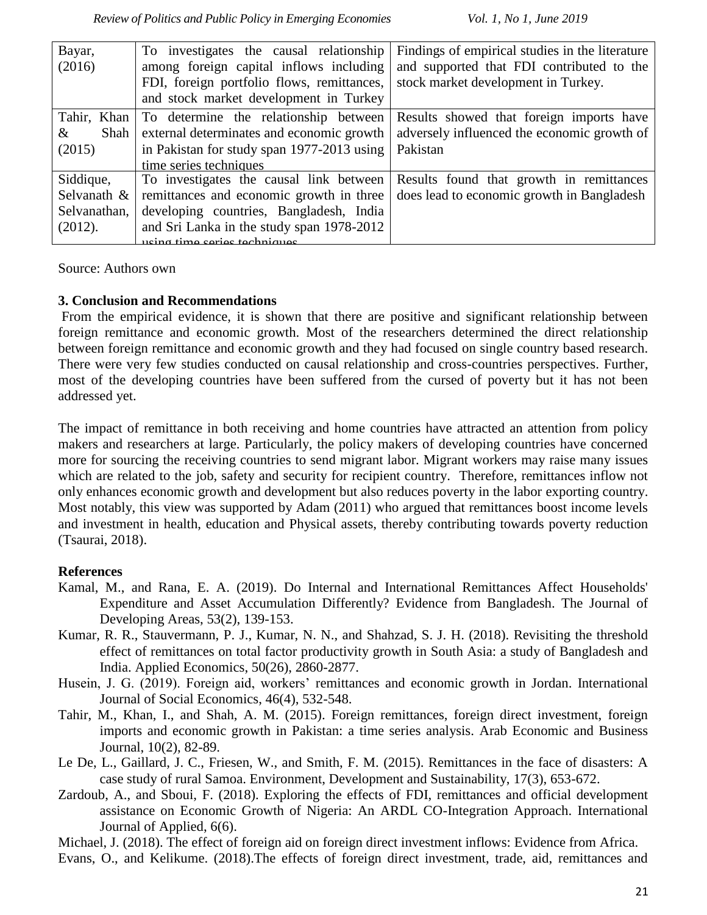| | | |
|---|---|---|
| Bayar, (2016) | To investigates the causal relationship among foreign capital inflows including FDI, foreign portfolio flows, remittances, and stock market development in Turkey | Findings of empirical studies in the literature and supported that FDI contributed to the stock market development in Turkey. |
| Tahir, Khan & Shah (2015) | To determine the relationship between external determinates and economic growth in Pakistan for study span 1977-2013 using time series techniques | Results showed that foreign imports have adversely influenced the economic growth of Pakistan |
| Siddique, Selvanath & Selvanathan, (2012). | To investigates the causal link between remittances and economic growth in three developing countries, Bangladesh, India and Sri Lanka in the study span 1978-2012 using time series techniques | Results found that growth in remittances does lead to economic growth in Bangladesh |

Source: Authors own

## 3. Conclusion and Recommendations

From the empirical evidence, it is shown that there are positive and significant relationship between foreign remittance and economic growth. Most of the researchers determined the direct relationship between foreign remittance and economic growth and they had focused on single country based research. There were very few studies conducted on causal relationship and cross-countries perspectives. Further, most of the developing countries have been suffered from the cursed of poverty but it has not been addressed yet.

The impact of remittance in both receiving and home countries have attracted an attention from policy makers and researchers at large. Particularly, the policy makers of developing countries have concerned more for sourcing the receiving countries to send migrant labor. Migrant workers may raise many issues which are related to the job, safety and security for recipient country. Therefore, remittances inflow not only enhances economic growth and development but also reduces poverty in the labor exporting country. Most notably, this view was supported by Adam (2011) who argued that remittances boost income levels and investment in health, education and Physical assets, thereby contributing towards poverty reduction (Tsaurai, 2018).

## References

Kamal, M., and Rana, E. A. (2019). Do Internal and International Remittances Affect Households' Expenditure and Asset Accumulation Differently? Evidence from Bangladesh. The Journal of Developing Areas, 53(2), 139-153.

Kumar, R. R., Stauvermann, P. J., Kumar, N. N., and Shahzad, S. J. H. (2018). Revisiting the threshold effect of remittances on total factor productivity growth in South Asia: a study of Bangladesh and India. Applied Economics, 50(26), 2860-2877.

Husein, J. G. (2019). Foreign aid, workers' remittances and economic growth in Jordan. International Journal of Social Economics, 46(4), 532-548.

Tahir, M., Khan, I., and Shah, A. M. (2015). Foreign remittances, foreign direct investment, foreign imports and economic growth in Pakistan: a time series analysis. Arab Economic and Business Journal, 10(2), 82-89.

Le De, L., Gaillard, J. C., Friesen, W., and Smith, F. M. (2015). Remittances in the face of disasters: A case study of rural Samoa. Environment, Development and Sustainability, 17(3), 653-672.

Zardoub, A., and Sboui, F. (2018). Exploring the effects of FDI, remittances and official development assistance on Economic Growth of Nigeria: An ARDL CO-Integration Approach. International Journal of Applied, 6(6).

Michael, J. (2018). The effect of foreign aid on foreign direct investment inflows: Evidence from Africa.

Evans, O., and Kelikume. (2018).The effects of foreign direct investment, trade, aid, remittances and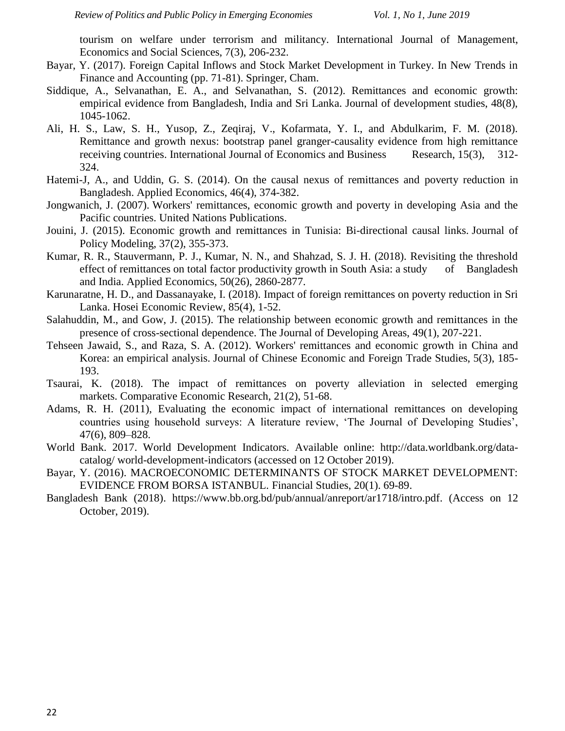tourism on welfare under terrorism and militancy. International Journal of Management, Economics and Social Sciences, 7(3), 206-232.

Bayar, Y. (2017). Foreign Capital Inflows and Stock Market Development in Turkey. In New Trends in Finance and Accounting (pp. 71-81). Springer, Cham.

Siddique, A., Selvanathan, E. A., and Selvanathan, S. (2012). Remittances and economic growth: empirical evidence from Bangladesh, India and Sri Lanka. Journal of development studies, 48(8), 1045-1062.

Ali, H. S., Law, S. H., Yusop, Z., Zeqiraj, V., Kofarmata, Y. I., and Abdulkarim, F. M. (2018). Remittance and growth nexus: bootstrap panel granger-causality evidence from high remittance receiving countries. International Journal of Economics and Business Research, 15(3), 312-324.

Hatemi-J, A., and Uddin, G. S. (2014). On the causal nexus of remittances and poverty reduction in Bangladesh. Applied Economics, 46(4), 374-382.

Jongwanich, J. (2007). Workers' remittances, economic growth and poverty in developing Asia and the Pacific countries. United Nations Publications.

Jouini, J. (2015). Economic growth and remittances in Tunisia: Bi-directional causal links. Journal of Policy Modeling, 37(2), 355-373.

Kumar, R. R., Stauvermann, P. J., Kumar, N. N., and Shahzad, S. J. H. (2018). Revisiting the threshold effect of remittances on total factor productivity growth in South Asia: a study of Bangladesh and India. Applied Economics, 50(26), 2860-2877.

Karunaratne, H. D., and Dassanayake, I. (2018). Impact of foreign remittances on poverty reduction in Sri Lanka. Hosei Economic Review, 85(4), 1-52.

Salahuddin, M., and Gow, J. (2015). The relationship between economic growth and remittances in the presence of cross-sectional dependence. The Journal of Developing Areas, 49(1), 207-221.

Tehseen Jawaid, S., and Raza, S. A. (2012). Workers' remittances and economic growth in China and Korea: an empirical analysis. Journal of Chinese Economic and Foreign Trade Studies, 5(3), 185-193.

Tsaurai, K. (2018). The impact of remittances on poverty alleviation in selected emerging markets. Comparative Economic Research, 21(2), 51-68.

Adams, R. H. (2011), Evaluating the economic impact of international remittances on developing countries using household surveys: A literature review, 'The Journal of Developing Studies', 47(6), 809–828.

World Bank. 2017. World Development Indicators. Available online: http://data.worldbank.org/data-catalog/ world-development-indicators (accessed on 12 October 2019).

Bayar, Y. (2016). MACROECONOMIC DETERMINANTS OF STOCK MARKET DEVELOPMENT: EVIDENCE FROM BORSA ISTANBUL. Financial Studies, 20(1). 69-89.

Bangladesh Bank (2018). https://www.bb.org.bd/pub/annual/anreport/ar1718/intro.pdf. (Access on 12 October, 2019).